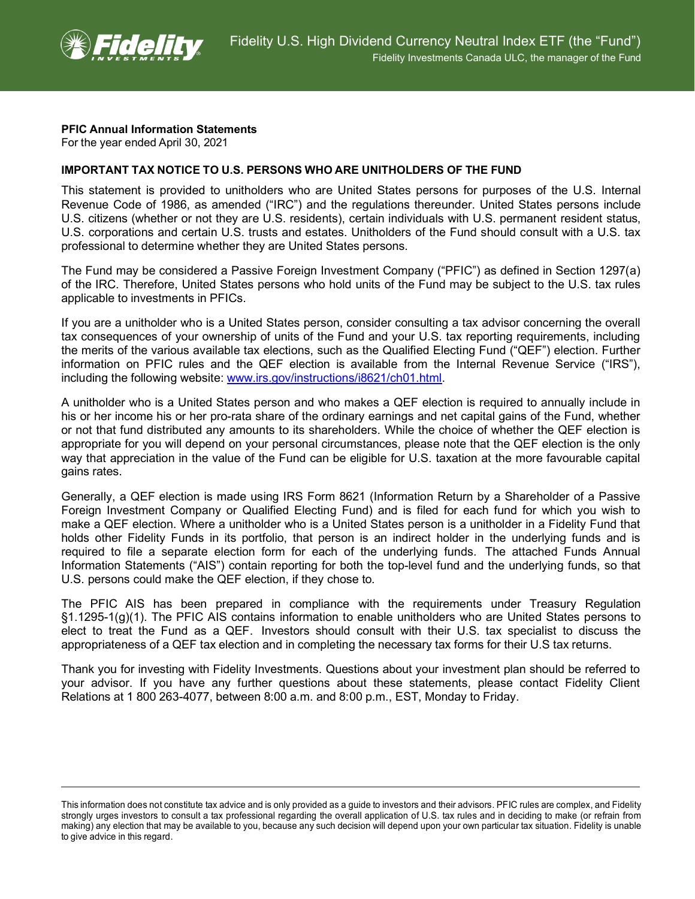Fidelity U.S. High Dividend Currency Neutral Index ETF (the "Fund")

Fidelity Investments Canada ULC, the manager of the Fund

**PFIC Annual Information Statements**
For the year ended April 30, 2021

**IMPORTANT TAX NOTICE TO U.S. PERSONS WHO ARE UNITHOLDERS OF THE FUND**

This statement is provided to unitholders who are United States persons for purposes of the U.S. Internal Revenue Code of 1986, as amended ("IRC") and the regulations thereunder. United States persons include U.S. citizens (whether or not they are U.S. residents), certain individuals with U.S. permanent resident status, U.S. corporations and certain U.S. trusts and estates. Unitholders of the Fund should consult with a U.S. tax professional to determine whether they are United States persons.

The Fund may be considered a Passive Foreign Investment Company ("PFIC") as defined in Section 1297(a) of the IRC. Therefore, United States persons who hold units of the Fund may be subject to the U.S. tax rules applicable to investments in PFICs.

If you are a unitholder who is a United States person, consider consulting a tax advisor concerning the overall tax consequences of your ownership of units of the Fund and your U.S. tax reporting requirements, including the merits of the various available tax elections, such as the Qualified Electing Fund ("QEF") election. Further information on PFIC rules and the QEF election is available from the Internal Revenue Service ("IRS"), including the following website: www.irs.gov/instructions/i8621/ch01.html.

A unitholder who is a United States person and who makes a QEF election is required to annually include in his or her income his or her pro-rata share of the ordinary earnings and net capital gains of the Fund, whether or not that fund distributed any amounts to its shareholders. While the choice of whether the QEF election is appropriate for you will depend on your personal circumstances, please note that the QEF election is the only way that appreciation in the value of the Fund can be eligible for U.S. taxation at the more favourable capital gains rates.

Generally, a QEF election is made using IRS Form 8621 (Information Return by a Shareholder of a Passive Foreign Investment Company or Qualified Electing Fund) and is filed for each fund for which you wish to make a QEF election. Where a unitholder who is a United States person is a unitholder in a Fidelity Fund that holds other Fidelity Funds in its portfolio, that person is an indirect holder in the underlying funds and is required to file a separate election form for each of the underlying funds. The attached Funds Annual Information Statements ("AIS") contain reporting for both the top-level fund and the underlying funds, so that U.S. persons could make the QEF election, if they chose to.

The PFIC AIS has been prepared in compliance with the requirements under Treasury Regulation §1.1295-1(g)(1). The PFIC AIS contains information to enable unitholders who are United States persons to elect to treat the Fund as a QEF. Investors should consult with their U.S. tax specialist to discuss the appropriateness of a QEF tax election and in completing the necessary tax forms for their U.S tax returns.

Thank you for investing with Fidelity Investments. Questions about your investment plan should be referred to your advisor. If you have any further questions about these statements, please contact Fidelity Client Relations at 1 800 263-4077, between 8:00 a.m. and 8:00 p.m., EST, Monday to Friday.

---

This information does not constitute tax advice and is only provided as a guide to investors and their advisors. PFIC rules are complex, and Fidelity strongly urges investors to consult a tax professional regarding the overall application of U.S. tax rules and in deciding to make (or refrain from making) any election that may be available to you, because any such decision will depend upon your own particular tax situation. Fidelity is unable to give advice in this regard.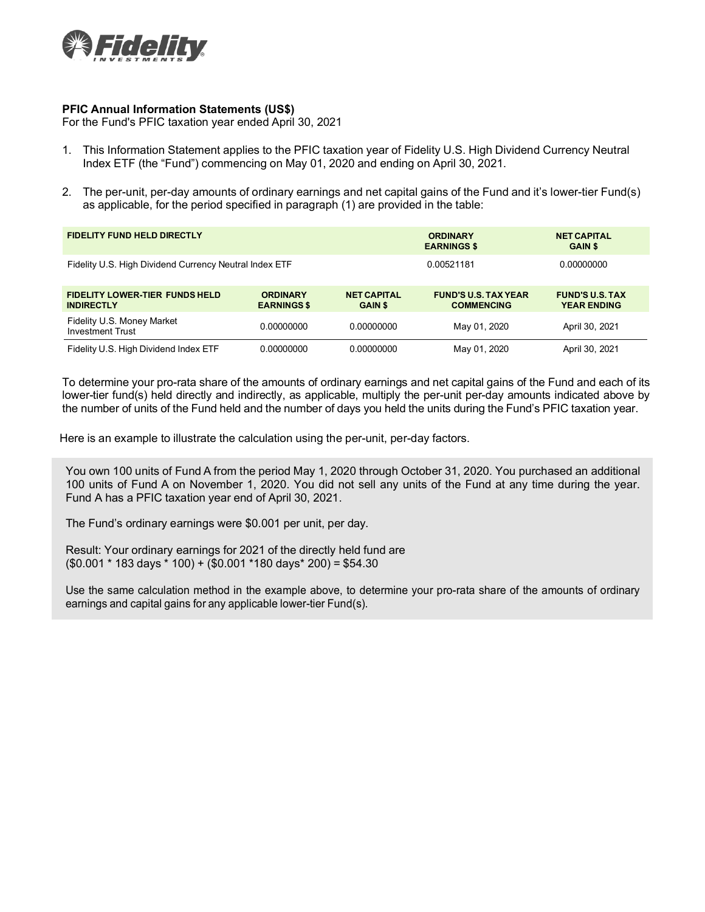**PFIC Annual Information Statements (US$)**

For the Fund's PFIC taxation year ended April 30, 2021

1. This Information Statement applies to the PFIC taxation year of Fidelity U.S. High Dividend Currency Neutral Index ETF (the "Fund") commencing on May 01, 2020 and ending on April 30, 2021.

2. The per-unit, per-day amounts of ordinary earnings and net capital gains of the Fund and it's lower-tier Fund(s) as applicable, for the period specified in paragraph (1) are provided in the table:

| FIDELITY FUND HELD DIRECTLY | ORDINARY EARNINGS $ | NET CAPITAL GAIN $ |
|---|---|---|
| Fidelity U.S. High Dividend Currency Neutral Index ETF | 0.00521181 | 0.00000000 |

| FIDELITY LOWER-TIER FUNDS HELD INDIRECTLY | ORDINARY EARNINGS $ | NET CAPITAL GAIN $ | FUND'S U.S. TAX YEAR COMMENCING | FUND'S U.S. TAX YEAR ENDING |
|---|---|---|---|---|
| Fidelity U.S. Money Market Investment Trust | 0.00000000 | 0.00000000 | May 01, 2020 | April 30, 2021 |
| Fidelity U.S. High Dividend Index ETF | 0.00000000 | 0.00000000 | May 01, 2020 | April 30, 2021 |

To determine your pro-rata share of the amounts of ordinary earnings and net capital gains of the Fund and each of its lower-tier fund(s) held directly and indirectly, as applicable, multiply the per-unit per-day amounts indicated above by the number of units of the Fund held and the number of days you held the units during the Fund's PFIC taxation year.

Here is an example to illustrate the calculation using the per-unit, per-day factors.

You own 100 units of Fund A from the period May 1, 2020 through October 31, 2020. You purchased an additional 100 units of Fund A on November 1, 2020. You did not sell any units of the Fund at any time during the year. Fund A has a PFIC taxation year end of April 30, 2021.

The Fund's ordinary earnings were $0.001 per unit, per day.

Result: Your ordinary earnings for 2021 of the directly held fund are
($0.001 * 183 days * 100) + ($0.001 *180 days* 200) = $54.30

Use the same calculation method in the example above, to determine your pro-rata share of the amounts of ordinary earnings and capital gains for any applicable lower-tier Fund(s).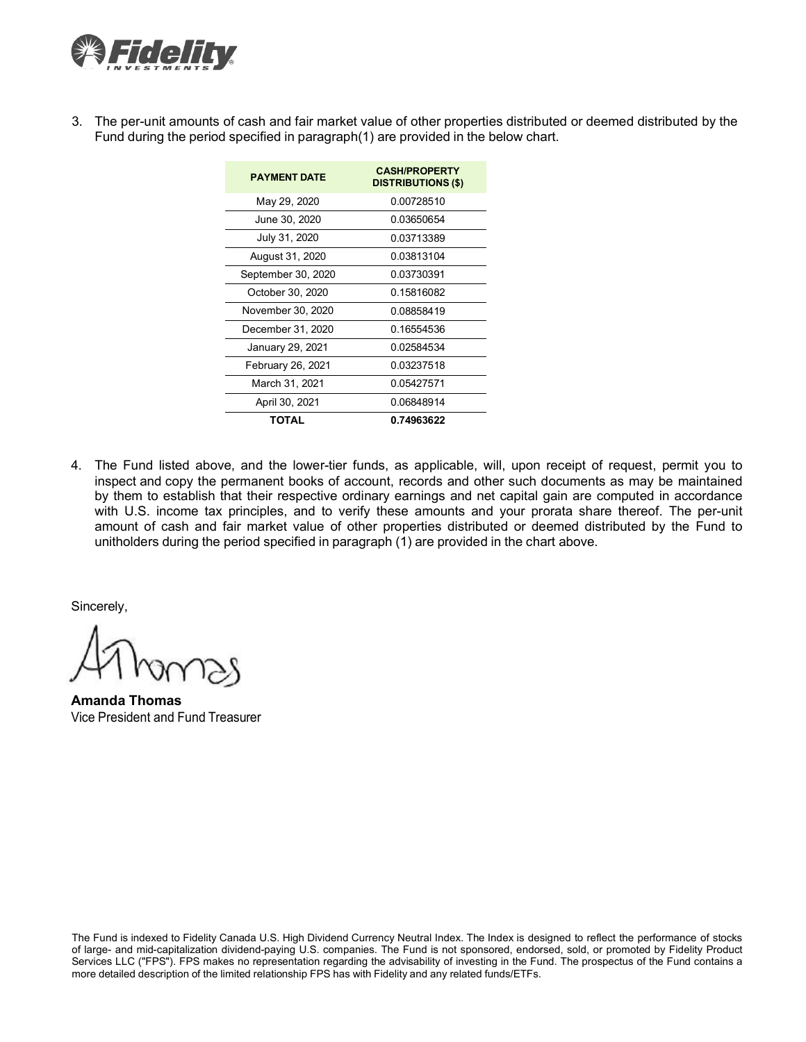3. The per-unit amounts of cash and fair market value of other properties distributed or deemed distributed by the Fund during the period specified in paragraph(1) are provided in the below chart.

| PAYMENT DATE | CASH/PROPERTY DISTRIBUTIONS ($) |
| --- | --- |
| May 29, 2020 | 0.00728510 |
| June 30, 2020 | 0.03650654 |
| July 31, 2020 | 0.03713389 |
| August 31, 2020 | 0.03813104 |
| September 30, 2020 | 0.03730391 |
| October 30, 2020 | 0.15816082 |
| November 30, 2020 | 0.08858419 |
| December 31, 2020 | 0.16554536 |
| January 29, 2021 | 0.02584534 |
| February 26, 2021 | 0.03237518 |
| March 31, 2021 | 0.05427571 |
| April 30, 2021 | 0.06848914 |
| **TOTAL** | **0.74963622** |

4. The Fund listed above, and the lower-tier funds, as applicable, will, upon receipt of request, permit you to inspect and copy the permanent books of account, records and other such documents as may be maintained by them to establish that their respective ordinary earnings and net capital gain are computed in accordance with U.S. income tax principles, and to verify these amounts and your prorata share thereof. The per-unit amount of cash and fair market value of other properties distributed or deemed distributed by the Fund to unitholders during the period specified in paragraph (1) are provided in the chart above.

Sincerely,

A Thomas

**Amanda Thomas**
Vice President and Fund Treasurer

The Fund is indexed to Fidelity Canada U.S. High Dividend Currency Neutral Index. The Index is designed to reflect the performance of stocks of large- and mid-capitalization dividend-paying U.S. companies. The Fund is not sponsored, endorsed, sold, or promoted by Fidelity Product Services LLC ("FPS"). FPS makes no representation regarding the advisability of investing in the Fund. The prospectus of the Fund contains a more detailed description of the limited relationship FPS has with Fidelity and any related funds/ETFs.